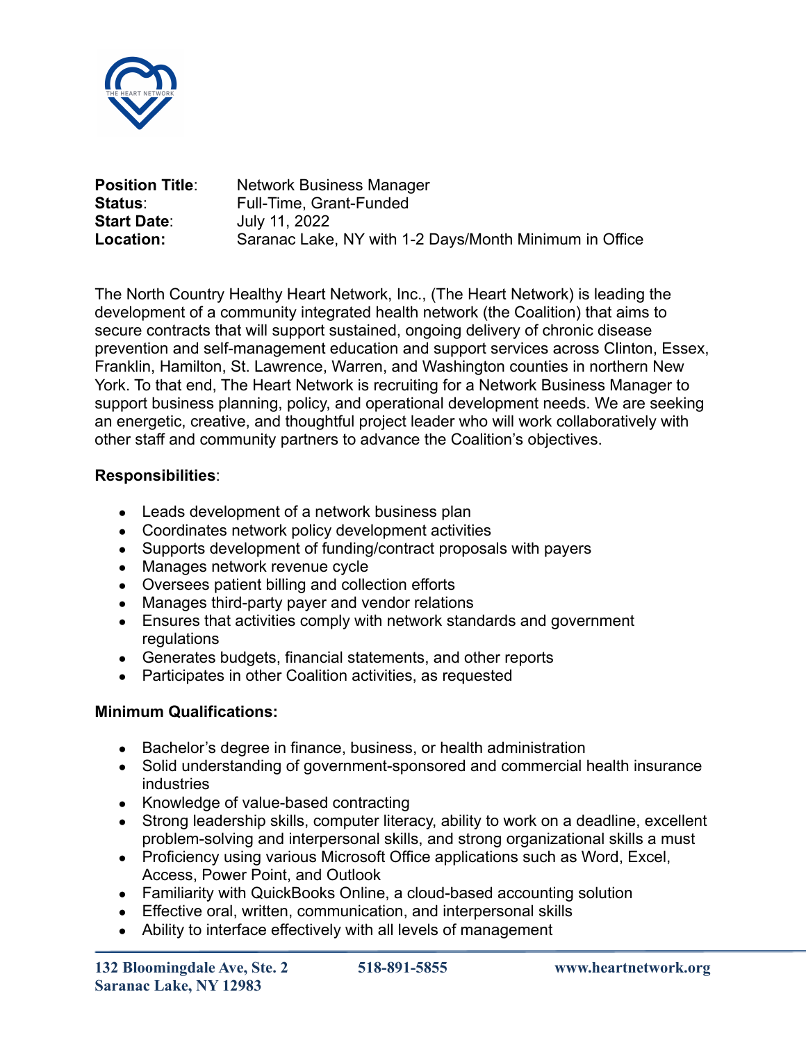**Position Title**: Network Business Manager
**Status**: Full-Time, Grant-Funded
**Start Date**: July 11, 2022
**Location:** Saranac Lake, NY with 1-2 Days/Month Minimum in Office

The North Country Healthy Heart Network, Inc., (The Heart Network) is leading the development of a community integrated health network (the Coalition) that aims to secure contracts that will support sustained, ongoing delivery of chronic disease prevention and self-management education and support services across Clinton, Essex, Franklin, Hamilton, St. Lawrence, Warren, and Washington counties in northern New York. To that end, The Heart Network is recruiting for a Network Business Manager to support business planning, policy, and operational development needs. We are seeking an energetic, creative, and thoughtful project leader who will work collaboratively with other staff and community partners to advance the Coalition's objectives.

**Responsibilities**:

- Leads development of a network business plan
- Coordinates network policy development activities
- Supports development of funding/contract proposals with payers
- Manages network revenue cycle
- Oversees patient billing and collection efforts
- Manages third-party payer and vendor relations
- Ensures that activities comply with network standards and government regulations
- Generates budgets, financial statements, and other reports
- Participates in other Coalition activities, as requested

**Minimum Qualifications:**

- Bachelor's degree in finance, business, or health administration
- Solid understanding of government-sponsored and commercial health insurance industries
- Knowledge of value-based contracting
- Strong leadership skills, computer literacy, ability to work on a deadline, excellent problem-solving and interpersonal skills, and strong organizational skills a must
- Proficiency using various Microsoft Office applications such as Word, Excel, Access, Power Point, and Outlook
- Familiarity with QuickBooks Online, a cloud-based accounting solution
- Effective oral, written, communication, and interpersonal skills
- Ability to interface effectively with all levels of management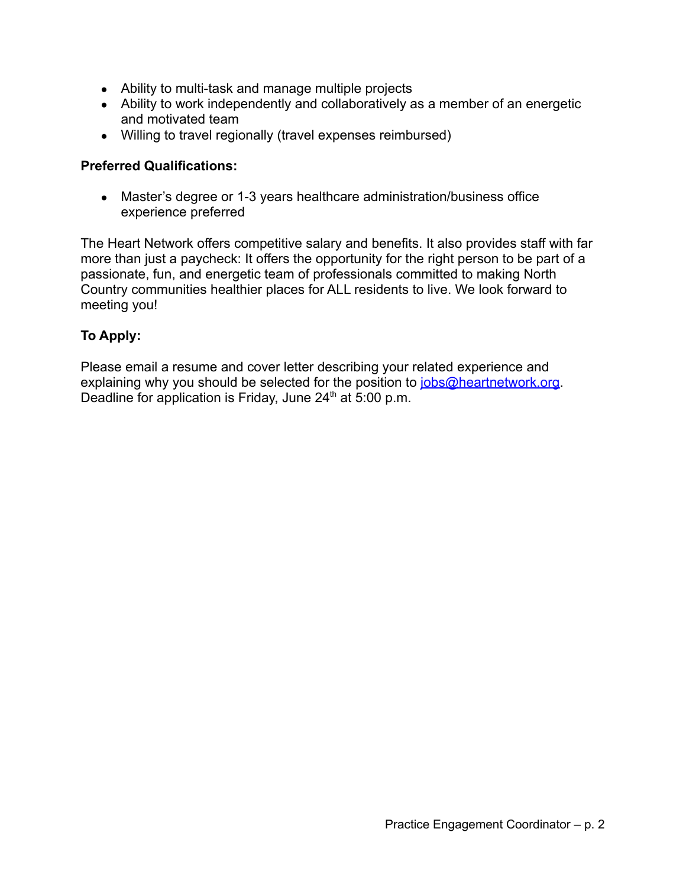- Ability to multi-task and manage multiple projects
- Ability to work independently and collaboratively as a member of an energetic and motivated team
- Willing to travel regionally (travel expenses reimbursed)

**Preferred Qualifications:**

- Master's degree or 1-3 years healthcare administration/business office experience preferred

The Heart Network offers competitive salary and benefits. It also provides staff with far more than just a paycheck: It offers the opportunity for the right person to be part of a passionate, fun, and energetic team of professionals committed to making North Country communities healthier places for ALL residents to live. We look forward to meeting you!

**To Apply:**

Please email a resume and cover letter describing your related experience and explaining why you should be selected for the position to jobs@heartnetwork.org. Deadline for application is Friday, June 24th at 5:00 p.m.